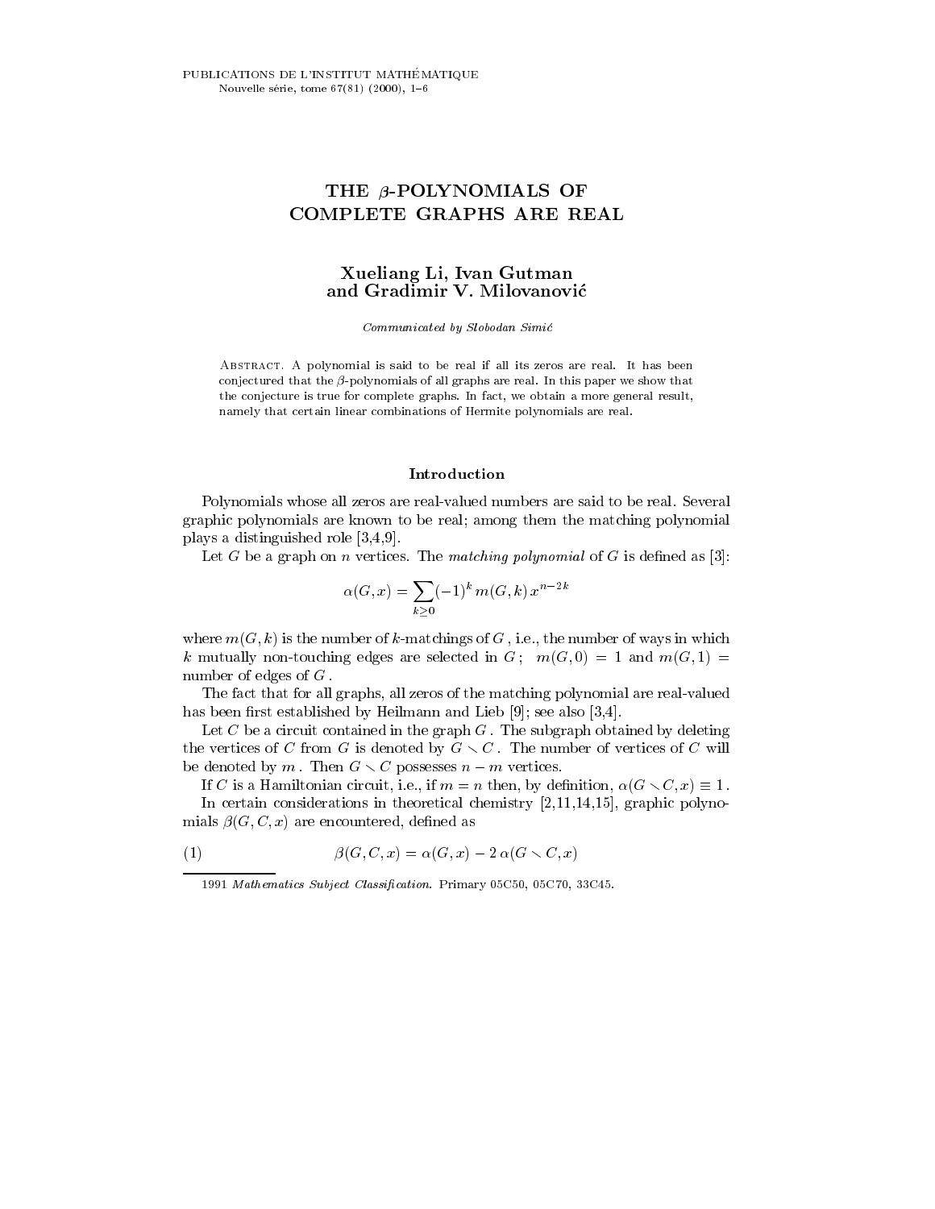# THE $\beta$-POLYNOMIALS OF COMPLETE GRAPHS ARE REAL

**Xueliang Li, Ivan Gutman and Gradimir V. Milovanović**

*Communicated by Slobodan Simić*

Abstract. A polynomial is said to be real if all its zeros are real. It has been conjectured that the $\beta$-polynomials of all graphs are real. In this paper we show that the conjecture is true for complete graphs. In fact, we obtain a more general result, namely that certain linear combinations of Hermite polynomials are real.

## Introduction

Polynomials whose all zeros are real-valued numbers are said to be real. Several graphic polynomials are known to be real; among them the matching polynomial plays a distinguished role [3,4,9].

Let $G$ be a graph on $n$ vertices. The *matching polynomial* of $G$ is defined as [3]:

$$\alpha(G,x) = \sum_{k \geq 0} (-1)^k \, m(G,k) \, x^{n-2k}$$

where $m(G,k)$ is the number of $k$-matchings of $G$, i.e., the number of ways in which $k$ mutually non-touching edges are selected in $G$; $m(G,0) = 1$ and $m(G,1) =$ number of edges of $G$.

The fact that for all graphs, all zeros of the matching polynomial are real-valued has been first established by Heilmann and Lieb [9]; see also [3,4].

Let $C$ be a circuit contained in the graph $G$. The subgraph obtained by deleting the vertices of $C$ from $G$ is denoted by $G \smallsetminus C$. The number of vertices of $C$ will be denoted by $m$. Then $G \smallsetminus C$ possesses $n - m$ vertices.

If $C$ is a Hamiltonian circuit, i.e., if $m = n$ then, by definition, $\alpha(G \smallsetminus C, x) \equiv 1$.

In certain considerations in theoretical chemistry [2,11,14,15], graphic polynomials $\beta(G,C,x)$ are encountered, defined as

$$\beta(G,C,x) = \alpha(G,x) - 2\,\alpha(G \smallsetminus C, x) \tag{1}$$

1991 *Mathematics Subject Classification*. Primary 05C50, 05C70, 33C45.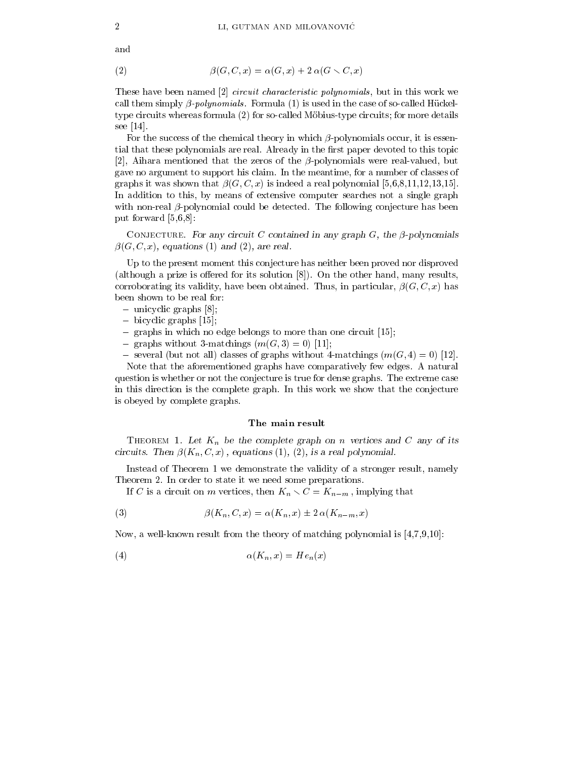and

$$\beta(G, C, x) = \alpha(G, x) + 2\,\alpha(G \smallsetminus C, x) \tag{2}$$

These have been named [2] *circuit characteristic polynomials*, but in this work we call them simply *β-polynomials*. Formula (1) is used in the case of so-called Hückel-type circuits whereas formula (2) for so-called Möbius-type circuits; for more details see [14].

For the success of the chemical theory in which β-polynomials occur, it is essential that these polynomials are real. Already in the first paper devoted to this topic [2], Aihara mentioned that the zeros of the β-polynomials were real-valued, but gave no argument to support his claim. In the meantime, for a number of classes of graphs it was shown that $\beta(G, C, x)$ is indeed a real polynomial [5,6,8,11,12,13,15]. In addition to this, by means of extensive computer searches not a single graph with non-real β-polynomial could be detected. The following conjecture has been put forward [5,6,8]:

Conjecture. *For any circuit $C$ contained in any graph $G$, the β-polynomials $\beta(G, C, x)$, equations (1) and (2), are real.*

Up to the present moment this conjecture has neither been proved nor disproved (although a prize is offered for its solution [8]). On the other hand, many results, corroborating its validity, have been obtained. Thus, in particular, $\beta(G, C, x)$ has been shown to be real for:

- unicyclic graphs [8];
- bicyclic graphs [15];
- graphs in which no edge belongs to more than one circuit [15];
- graphs without 3-matchings ($m(G, 3) = 0$) [11];
- several (but not all) classes of graphs without 4-matchings ($m(G, 4) = 0$) [12].

Note that the aforementioned graphs have comparatively few edges. A natural question is whether or not the conjecture is true for dense graphs. The extreme case in this direction is the complete graph. In this work we show that the conjecture is obeyed by complete graphs.

## The main result

Theorem 1. *Let $K_n$ be the complete graph on $n$ vertices and $C$ any of its circuits. Then $\beta(K_n, C, x)$, equations (1), (2), is a real polynomial.*

Instead of Theorem 1 we demonstrate the validity of a stronger result, namely Theorem 2. In order to state it we need some preparations.

If $C$ is a circuit on $m$ vertices, then $K_n \smallsetminus C = K_{n-m}$, implying that

$$\beta(K_n, C, x) = \alpha(K_n, x) \pm 2\,\alpha(K_{n-m}, x) \tag{3}$$

Now, a well-known result from the theory of matching polynomial is [4,7,9,10]:

$$\alpha(K_n, x) = He_n(x) \tag{4}$$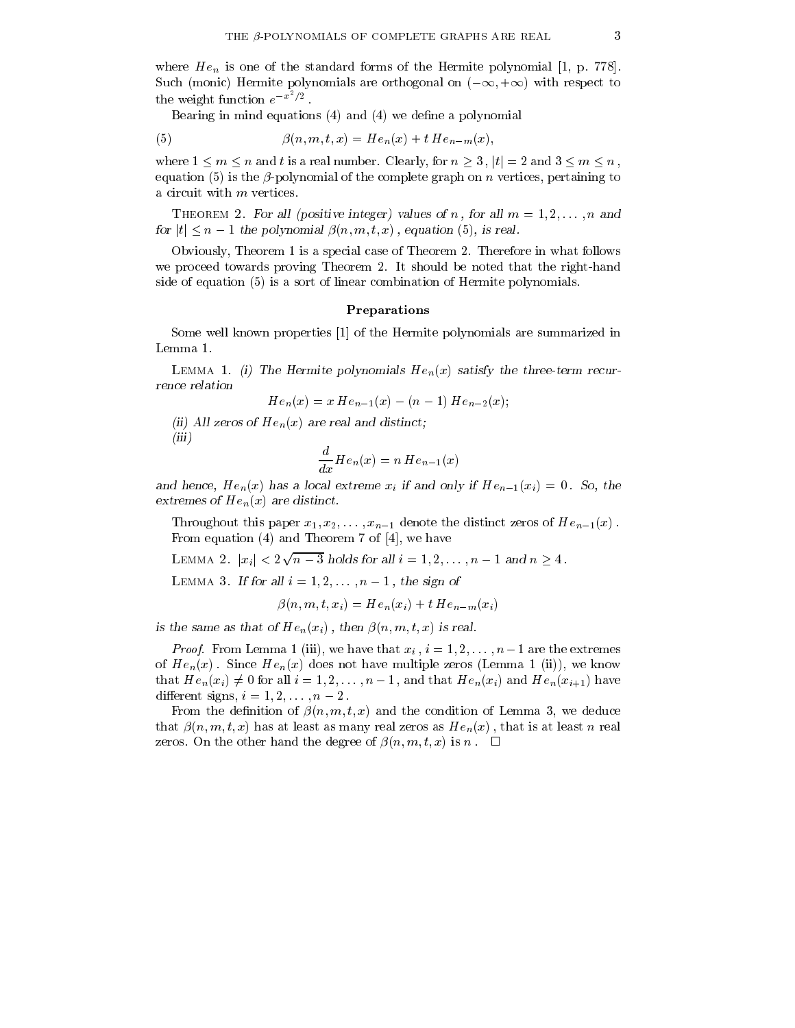where $He_n$ is one of the standard forms of the Hermite polynomial [1, p. 778]. Such (monic) Hermite polynomials are orthogonal on $(-\infty, +\infty)$ with respect to the weight function $e^{-x^2/2}$.

Bearing in mind equations (4) and (4) we define a polynomial

$$\beta(n, m, t, x) = He_n(x) + t\, He_{n-m}(x), \tag{5}$$

where $1 \leq m \leq n$ and $t$ is a real number. Clearly, for $n \geq 3$, $|t| = 2$ and $3 \leq m \leq n$, equation (5) is the $\beta$-polynomial of the complete graph on $n$ vertices, pertaining to a circuit with $m$ vertices.

Theorem 2. *For all (positive integer) values of $n$, for all $m = 1, 2, \ldots, n$ and for $|t| \leq n-1$ the polynomial $\beta(n, m, t, x)$, equation (5), is real.*

Obviously, Theorem 1 is a special case of Theorem 2. Therefore in what follows we proceed towards proving Theorem 2. It should be noted that the right-hand side of equation (5) is a sort of linear combination of Hermite polynomials.

## Preparations

Some well known properties [1] of the Hermite polynomials are summarized in Lemma 1.

Lemma 1. *(i) The Hermite polynomials $He_n(x)$ satisfy the three-term recurrence relation*

$$He_n(x) = x\, He_{n-1}(x) - (n-1)\, He_{n-2}(x);$$

*(ii) All zeros of $He_n(x)$ are real and distinct;*

*(iii)*

$$\frac{d}{dx} He_n(x) = n\, He_{n-1}(x)$$

*and hence, $He_n(x)$ has a local extreme $x_i$ if and only if $He_{n-1}(x_i) = 0$. So, the extremes of $He_n(x)$ are distinct.*

Throughout this paper $x_1, x_2, \ldots, x_{n-1}$ denote the distinct zeros of $He_{n-1}(x)$.

From equation (4) and Theorem 7 of [4], we have

Lemma 2. *$|x_i| < 2\sqrt{n-3}$ holds for all $i = 1, 2, \ldots, n-1$ and $n \geq 4$.*

Lemma 3. *If for all $i = 1, 2, \ldots, n-1$, the sign of*

$$\beta(n, m, t, x_i) = He_n(x_i) + t\, He_{n-m}(x_i)$$

*is the same as that of $He_n(x_i)$, then $\beta(n, m, t, x)$ is real.*

*Proof.* From Lemma 1 (iii), we have that $x_i$, $i = 1, 2, \ldots, n-1$ are the extremes of $He_n(x)$. Since $He_n(x)$ does not have multiple zeros (Lemma 1 (ii)), we know that $He_n(x_i) \neq 0$ for all $i = 1, 2, \ldots, n-1$, and that $He_n(x_i)$ and $He_n(x_{i+1})$ have different signs, $i = 1, 2, \ldots, n-2$.

From the definition of $\beta(n, m, t, x)$ and the condition of Lemma 3, we deduce that $\beta(n, m, t, x)$ has at least as many real zeros as $He_n(x)$, that is at least $n$ real zeros. On the other hand the degree of $\beta(n, m, t, x)$ is $n$. $\square$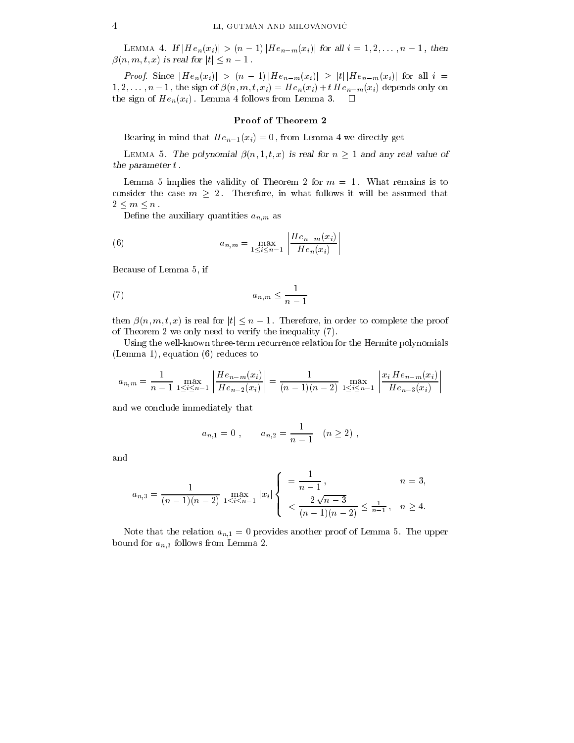LEMMA 4. *If* $|He_n(x_i)| > (n-1)\,|He_{n-m}(x_i)|$ *for all* $i = 1, 2, \ldots, n-1$, *then* $\beta(n, m, t, x)$ *is real for* $|t| \le n-1$.

*Proof.* Since $|He_n(x_i)| > (n-1)\,|He_{n-m}(x_i)| \ge |t|\,|He_{n-m}(x_i)|$ for all $i = 1, 2, \ldots, n-1$, the sign of $\beta(n, m, t, x_i) = He_n(x_i) + t\,He_{n-m}(x_i)$ depends only on the sign of $He_n(x_i)$. Lemma 4 follows from Lemma 3. $\square$

### Proof of Theorem 2

Bearing in mind that $He_{n-1}(x_i) = 0$, from Lemma 4 we directly get

LEMMA 5. *The polynomial* $\beta(n, 1, t, x)$ *is real for* $n \ge 1$ *and any real value of the parameter* $t$.

Lemma 5 implies the validity of Theorem 2 for $m = 1$. What remains is to consider the case $m \ge 2$. Therefore, in what follows it will be assumed that $2 \le m \le n$.

Define the auxiliary quantities $a_{n,m}$ as

$$a_{n,m} = \max_{1 \le i \le n-1} \left| \frac{He_{n-m}(x_i)}{He_n(x_i)} \right| \tag{6}$$

Because of Lemma 5, if

$$a_{n,m} \le \frac{1}{n-1} \tag{7}$$

then $\beta(n, m, t, x)$ is real for $|t| \le n-1$. Therefore, in order to complete the proof of Theorem 2 we only need to verify the inequality (7).

Using the well-known three-term recurrence relation for the Hermite polynomials (Lemma 1), equation (6) reduces to

$$a_{n,m} = \frac{1}{n-1} \max_{1 \le i \le n-1} \left| \frac{He_{n-m}(x_i)}{He_{n-2}(x_i)} \right| = \frac{1}{(n-1)(n-2)} \max_{1 \le i \le n-1} \left| \frac{x_i\, He_{n-m}(x_i)}{He_{n-3}(x_i)} \right|$$

and we conclude immediately that

$$a_{n,1} = 0\,, \qquad a_{n,2} = \frac{1}{n-1} \quad (n \ge 2)\,,$$

and

$$a_{n,3} = \frac{1}{(n-1)(n-2)} \max_{1 \le i \le n-1} |x_i| \begin{cases} = \dfrac{1}{n-1}\,, & n = 3, \\[2ex] < \dfrac{2\sqrt{n-3}}{(n-1)(n-2)} \le \frac{1}{n-1}\,, & n \ge 4. \end{cases}$$

Note that the relation $a_{n,1} = 0$ provides another proof of Lemma 5. The upper bound for $a_{n,3}$ follows from Lemma 2.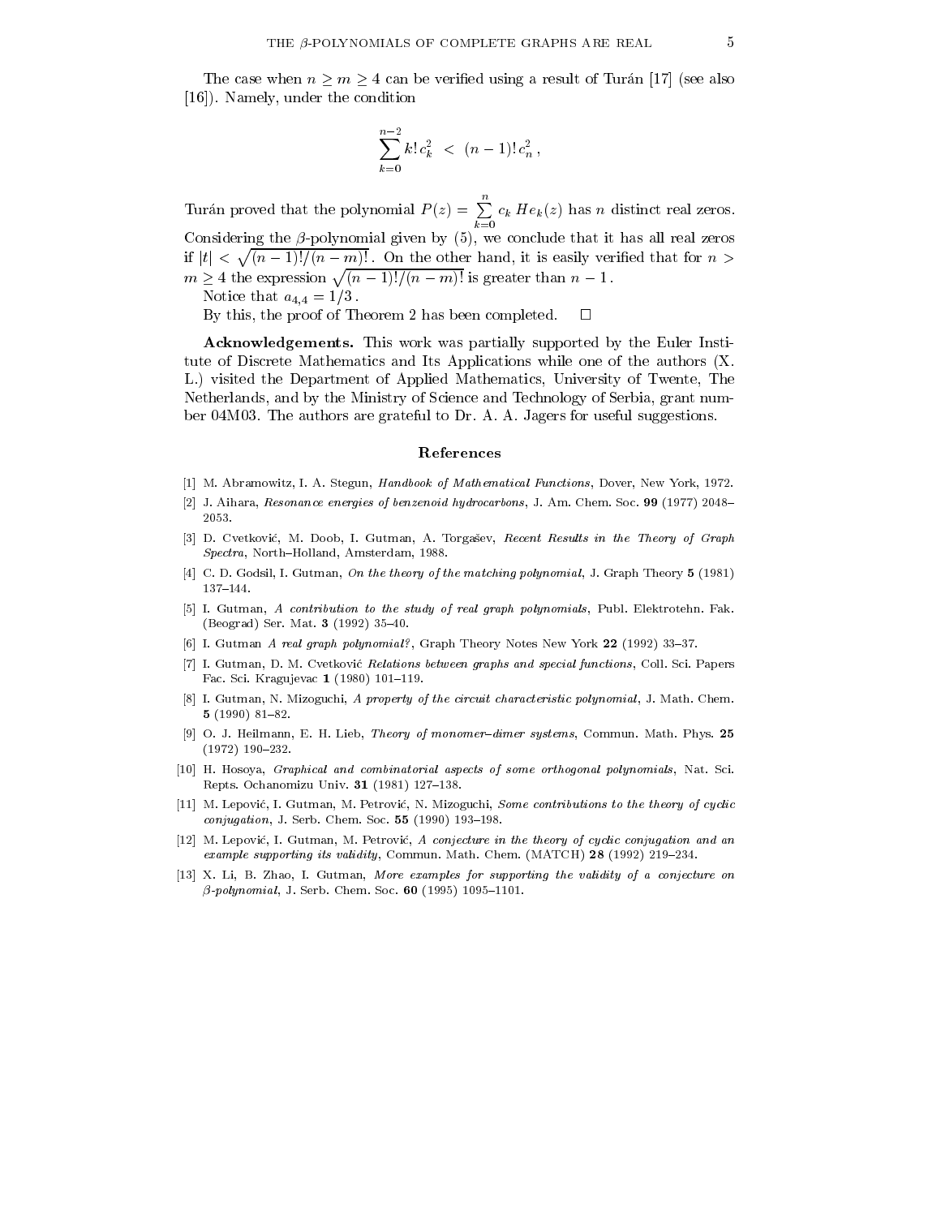The case when $n \geq m \geq 4$ can be verified using a result of Turán [17] (see also [16]). Namely, under the condition

$$\sum_{k=0}^{n-2} k!\, c_k^2 \;<\; (n-1)!\, c_n^2 \,,$$

Turán proved that the polynomial $P(z) = \sum_{k=0}^{n} c_k \, He_k(z)$ has $n$ distinct real zeros. Considering the $\beta$-polynomial given by (5), we conclude that it has all real zeros if $|t| < \sqrt{(n-1)!/(n-m)!}$. On the other hand, it is easily verified that for $n > m \geq 4$ the expression $\sqrt{(n-1)!/(n-m)!}$ is greater than $n-1$.

Notice that $a_{4,4} = 1/3$.

By this, the proof of Theorem 2 has been completed. $\square$

**Acknowledgements.** This work was partially supported by the Euler Institute of Discrete Mathematics and Its Applications while one of the authors (X. L.) visited the Department of Applied Mathematics, University of Twente, The Netherlands, and by the Ministry of Science and Technology of Serbia, grant number 04M03. The authors are grateful to Dr. A. A. Jagers for useful suggestions.

## References

[1] M. Abramowitz, I. A. Stegun, *Handbook of Mathematical Functions*, Dover, New York, 1972.

[2] J. Aihara, *Resonance energies of benzenoid hydrocarbons*, J. Am. Chem. Soc. **99** (1977) 2048–2053.

[3] D. Cvetković, M. Doob, I. Gutman, A. Torgašev, *Recent Results in the Theory of Graph Spectra*, North–Holland, Amsterdam, 1988.

[4] C. D. Godsil, I. Gutman, *On the theory of the matching polynomial*, J. Graph Theory **5** (1981) 137–144.

[5] I. Gutman, *A contribution to the study of real graph polynomials*, Publ. Elektrotehn. Fak. (Beograd) Ser. Mat. **3** (1992) 35–40.

[6] I. Gutman *A real graph polynomial?*, Graph Theory Notes New York **22** (1992) 33–37.

[7] I. Gutman, D. M. Cvetković *Relations between graphs and special functions*, Coll. Sci. Papers Fac. Sci. Kragujevac **1** (1980) 101–119.

[8] I. Gutman, N. Mizoguchi, *A property of the circuit characteristic polynomial*, J. Math. Chem. **5** (1990) 81–82.

[9] O. J. Heilmann, E. H. Lieb, *Theory of monomer–dimer systems*, Commun. Math. Phys. **25** (1972) 190–232.

[10] H. Hosoya, *Graphical and combinatorial aspects of some orthogonal polynomials*, Nat. Sci. Repts. Ochanomizu Univ. **31** (1981) 127–138.

[11] M. Lepović, I. Gutman, M. Petrović, N. Mizoguchi, *Some contributions to the theory of cyclic conjugation*, J. Serb. Chem. Soc. **55** (1990) 193–198.

[12] M. Lepović, I. Gutman, M. Petrović, *A conjecture in the theory of cyclic conjugation and an example supporting its validity*, Commun. Math. Chem. (MATCH) **28** (1992) 219–234.

[13] X. Li, B. Zhao, I. Gutman, *More examples for supporting the validity of a conjecture on β-polynomial*, J. Serb. Chem. Soc. **60** (1995) 1095–1101.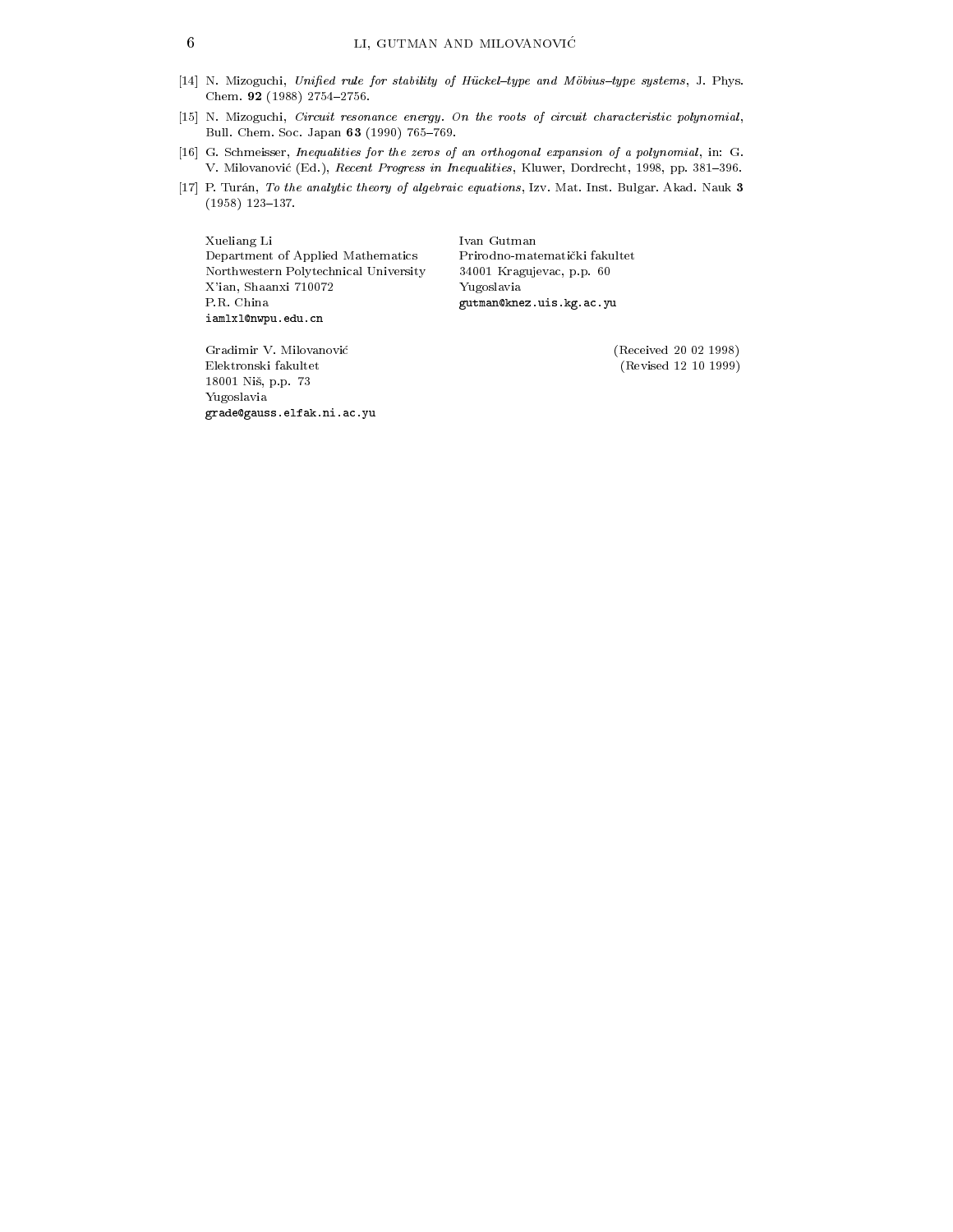[14] N. Mizoguchi, *Unified rule for stability of Hückel–type and Möbius–type systems*, J. Phys. Chem. **92** (1988) 2754–2756.

[15] N. Mizoguchi, *Circuit resonance energy. On the roots of circuit characteristic polynomial*, Bull. Chem. Soc. Japan **63** (1990) 765–769.

[16] G. Schmeisser, *Inequalities for the zeros of an orthogonal expansion of a polynomial*, in: G. V. Milovanović (Ed.), *Recent Progress in Inequalities*, Kluwer, Dordrecht, 1998, pp. 381–396.

[17] P. Turán, *To the analytic theory of algebraic equations*, Izv. Mat. Inst. Bulgar. Akad. Nauk **3** (1958) 123–137.

Xueliang Li
Department of Applied Mathematics
Northwestern Polytechnical University
X'ian, Shaanxi 710072
P.R. China
`iamlxl@nwpu.edu.cn`

Ivan Gutman
Prirodno-matematički fakultet
34001 Kragujevac, p.p. 60
Yugoslavia
`gutman@knez.uis.kg.ac.yu`

Gradimir V. Milovanović
Elektronski fakultet
18001 Niš, p.p. 73
Yugoslavia
`grade@gauss.elfak.ni.ac.yu`

(Received 20 02 1998)
(Revised 12 10 1999)